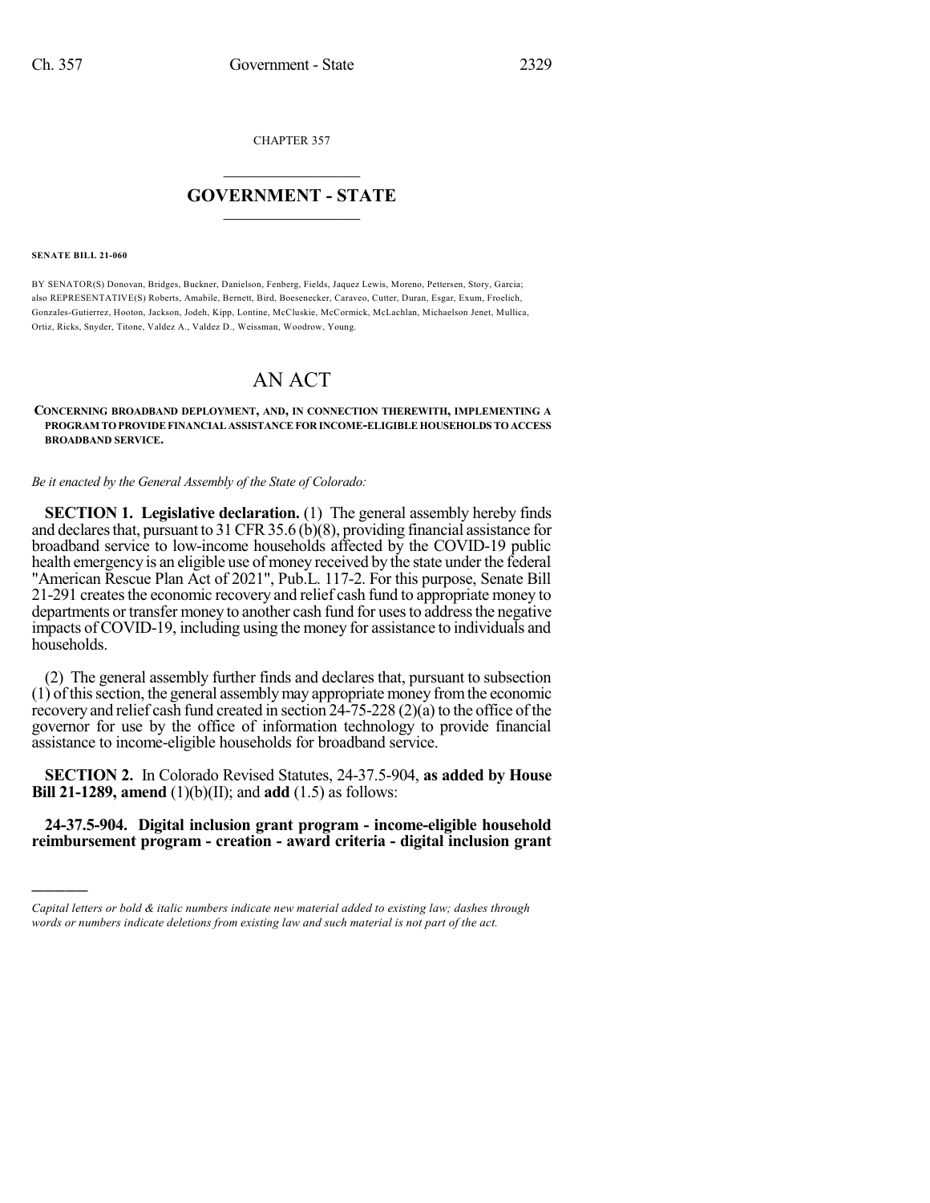CHAPTER 357

# GOVERNMENT - STATE

**SENATE BILL 21-060**

BY SENATOR(S) Donovan, Bridges, Buckner, Danielson, Fenberg, Fields, Jaquez Lewis, Moreno, Pettersen, Story, Garcia; also REPRESENTATIVE(S) Roberts, Amabile, Bernett, Bird, Boesenecker, Caraveo, Cutter, Duran, Esgar, Exum, Froelich, Gonzales-Gutierrez, Hooton, Jackson, Jodeh, Kipp, Lontine, McCluskie, McCormick, McLachlan, Michaelson Jenet, Mullica, Ortiz, Ricks, Snyder, Titone, Valdez A., Valdez D., Weissman, Woodrow, Young.

# AN ACT

**CONCERNING BROADBAND DEPLOYMENT, AND, IN CONNECTION THEREWITH, IMPLEMENTING A PROGRAM TO PROVIDE FINANCIAL ASSISTANCE FOR INCOME-ELIGIBLE HOUSEHOLDS TO ACCESS BROADBAND SERVICE.**

*Be it enacted by the General Assembly of the State of Colorado:*

**SECTION 1. Legislative declaration.** (1) The general assembly hereby finds and declares that, pursuant to 31 CFR 35.6 (b)(8), providing financial assistance for broadband service to low-income households affected by the COVID-19 public health emergency is an eligible use of money received by the state under the federal "American Rescue Plan Act of 2021", Pub.L. 117-2. For this purpose, Senate Bill 21-291 creates the economic recovery and relief cash fund to appropriate money to departments or transfer money to another cash fund for uses to address the negative impacts of COVID-19, including using the money for assistance to individuals and households.

(2) The general assembly further finds and declares that, pursuant to subsection (1) of this section, the general assembly may appropriate money from the economic recovery and relief cash fund created in section 24-75-228 (2)(a) to the office of the governor for use by the office of information technology to provide financial assistance to income-eligible households for broadband service.

**SECTION 2.** In Colorado Revised Statutes, 24-37.5-904, **as added by House Bill 21-1289, amend** (1)(b)(II); and **add** (1.5) as follows:

**24-37.5-904. Digital inclusion grant program - income-eligible household reimbursement program - creation - award criteria - digital inclusion grant**

*Capital letters or bold & italic numbers indicate new material added to existing law; dashes through words or numbers indicate deletions from existing law and such material is not part of the act.*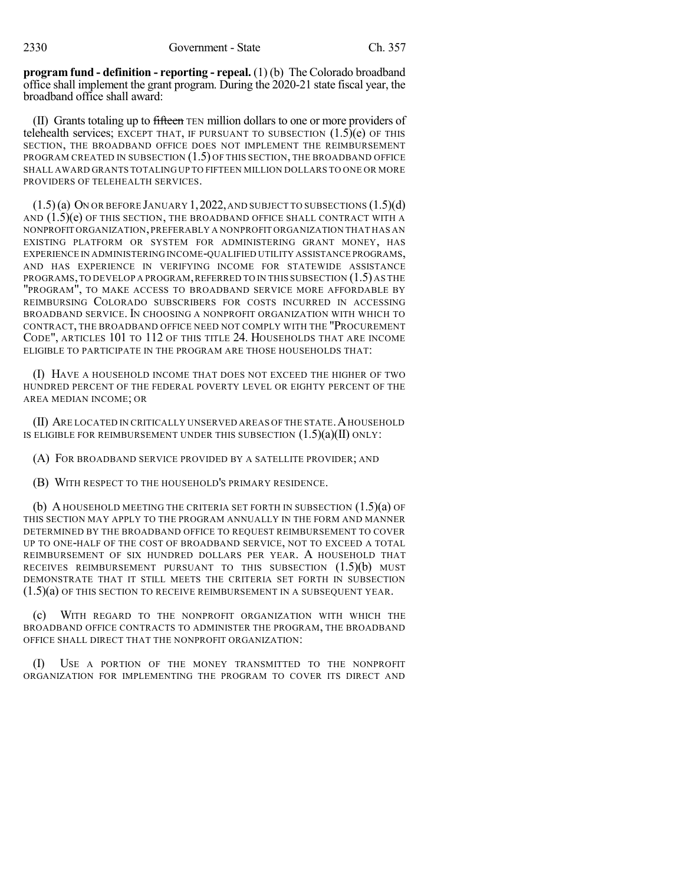**program fund - definition - reporting - repeal.** (1) (b) The Colorado broadband office shall implement the grant program. During the 2020-21 state fiscal year, the broadband office shall award:

(II) Grants totaling up to ~~fifteen~~ TEN million dollars to one or more providers of telehealth services; EXCEPT THAT, IF PURSUANT TO SUBSECTION (1.5)(e) OF THIS SECTION, THE BROADBAND OFFICE DOES NOT IMPLEMENT THE REIMBURSEMENT PROGRAM CREATED IN SUBSECTION (1.5) OF THIS SECTION, THE BROADBAND OFFICE SHALL AWARD GRANTS TOTALING UP TO FIFTEEN MILLION DOLLARS TO ONE OR MORE PROVIDERS OF TELEHEALTH SERVICES.

(1.5) (a) ON OR BEFORE JANUARY 1, 2022, AND SUBJECT TO SUBSECTIONS (1.5)(d) AND (1.5)(e) OF THIS SECTION, THE BROADBAND OFFICE SHALL CONTRACT WITH A NONPROFIT ORGANIZATION, PREFERABLY A NONPROFIT ORGANIZATION THAT HAS AN EXISTING PLATFORM OR SYSTEM FOR ADMINISTERING GRANT MONEY, HAS EXPERIENCE IN ADMINISTERING INCOME-QUALIFIED UTILITY ASSISTANCE PROGRAMS, AND HAS EXPERIENCE IN VERIFYING INCOME FOR STATEWIDE ASSISTANCE PROGRAMS, TO DEVELOP A PROGRAM, REFERRED TO IN THIS SUBSECTION (1.5) AS THE "PROGRAM", TO MAKE ACCESS TO BROADBAND SERVICE MORE AFFORDABLE BY REIMBURSING COLORADO SUBSCRIBERS FOR COSTS INCURRED IN ACCESSING BROADBAND SERVICE. IN CHOOSING A NONPROFIT ORGANIZATION WITH WHICH TO CONTRACT, THE BROADBAND OFFICE NEED NOT COMPLY WITH THE "PROCUREMENT CODE", ARTICLES 101 TO 112 OF THIS TITLE 24. HOUSEHOLDS THAT ARE INCOME ELIGIBLE TO PARTICIPATE IN THE PROGRAM ARE THOSE HOUSEHOLDS THAT:

(I) HAVE A HOUSEHOLD INCOME THAT DOES NOT EXCEED THE HIGHER OF TWO HUNDRED PERCENT OF THE FEDERAL POVERTY LEVEL OR EIGHTY PERCENT OF THE AREA MEDIAN INCOME; OR

(II) ARE LOCATED IN CRITICALLY UNSERVED AREAS OF THE STATE. A HOUSEHOLD IS ELIGIBLE FOR REIMBURSEMENT UNDER THIS SUBSECTION (1.5)(a)(II) ONLY:

(A) FOR BROADBAND SERVICE PROVIDED BY A SATELLITE PROVIDER; AND

(B) WITH RESPECT TO THE HOUSEHOLD'S PRIMARY RESIDENCE.

(b) A HOUSEHOLD MEETING THE CRITERIA SET FORTH IN SUBSECTION (1.5)(a) OF THIS SECTION MAY APPLY TO THE PROGRAM ANNUALLY IN THE FORM AND MANNER DETERMINED BY THE BROADBAND OFFICE TO REQUEST REIMBURSEMENT TO COVER UP TO ONE-HALF OF THE COST OF BROADBAND SERVICE, NOT TO EXCEED A TOTAL REIMBURSEMENT OF SIX HUNDRED DOLLARS PER YEAR. A HOUSEHOLD THAT RECEIVES REIMBURSEMENT PURSUANT TO THIS SUBSECTION (1.5)(b) MUST DEMONSTRATE THAT IT STILL MEETS THE CRITERIA SET FORTH IN SUBSECTION (1.5)(a) OF THIS SECTION TO RECEIVE REIMBURSEMENT IN A SUBSEQUENT YEAR.

(c) WITH REGARD TO THE NONPROFIT ORGANIZATION WITH WHICH THE BROADBAND OFFICE CONTRACTS TO ADMINISTER THE PROGRAM, THE BROADBAND OFFICE SHALL DIRECT THAT THE NONPROFIT ORGANIZATION:

(I) USE A PORTION OF THE MONEY TRANSMITTED TO THE NONPROFIT ORGANIZATION FOR IMPLEMENTING THE PROGRAM TO COVER ITS DIRECT AND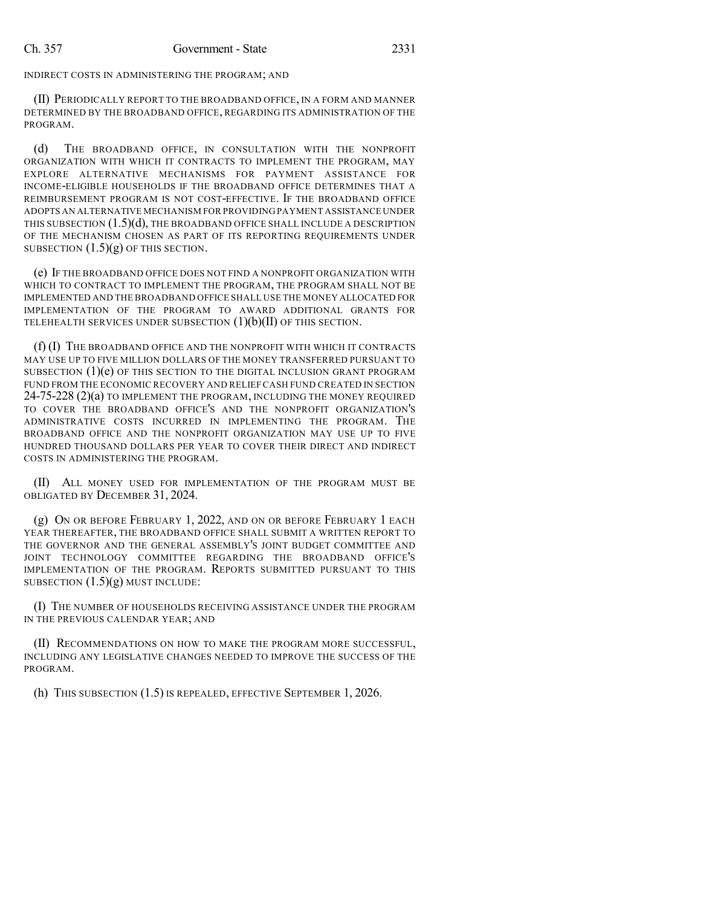INDIRECT COSTS IN ADMINISTERING THE PROGRAM; AND

(II) PERIODICALLY REPORT TO THE BROADBAND OFFICE, IN A FORM AND MANNER DETERMINED BY THE BROADBAND OFFICE, REGARDING ITS ADMINISTRATION OF THE PROGRAM.

(d) THE BROADBAND OFFICE, IN CONSULTATION WITH THE NONPROFIT ORGANIZATION WITH WHICH IT CONTRACTS TO IMPLEMENT THE PROGRAM, MAY EXPLORE ALTERNATIVE MECHANISMS FOR PAYMENT ASSISTANCE FOR INCOME-ELIGIBLE HOUSEHOLDS IF THE BROADBAND OFFICE DETERMINES THAT A REIMBURSEMENT PROGRAM IS NOT COST-EFFECTIVE. IF THE BROADBAND OFFICE ADOPTS AN ALTERNATIVE MECHANISM FOR PROVIDING PAYMENT ASSISTANCE UNDER THIS SUBSECTION (1.5)(d), THE BROADBAND OFFICE SHALL INCLUDE A DESCRIPTION OF THE MECHANISM CHOSEN AS PART OF ITS REPORTING REQUIREMENTS UNDER SUBSECTION (1.5)(g) OF THIS SECTION.

(e) IF THE BROADBAND OFFICE DOES NOT FIND A NONPROFIT ORGANIZATION WITH WHICH TO CONTRACT TO IMPLEMENT THE PROGRAM, THE PROGRAM SHALL NOT BE IMPLEMENTED AND THE BROADBAND OFFICE SHALL USE THE MONEY ALLOCATED FOR IMPLEMENTATION OF THE PROGRAM TO AWARD ADDITIONAL GRANTS FOR TELEHEALTH SERVICES UNDER SUBSECTION (1)(b)(II) OF THIS SECTION.

(f) (I) THE BROADBAND OFFICE AND THE NONPROFIT WITH WHICH IT CONTRACTS MAY USE UP TO FIVE MILLION DOLLARS OF THE MONEY TRANSFERRED PURSUANT TO SUBSECTION (1)(e) OF THIS SECTION TO THE DIGITAL INCLUSION GRANT PROGRAM FUND FROM THE ECONOMIC RECOVERY AND RELIEF CASH FUND CREATED IN SECTION 24-75-228 (2)(a) TO IMPLEMENT THE PROGRAM, INCLUDING THE MONEY REQUIRED TO COVER THE BROADBAND OFFICE'S AND THE NONPROFIT ORGANIZATION'S ADMINISTRATIVE COSTS INCURRED IN IMPLEMENTING THE PROGRAM. THE BROADBAND OFFICE AND THE NONPROFIT ORGANIZATION MAY USE UP TO FIVE HUNDRED THOUSAND DOLLARS PER YEAR TO COVER THEIR DIRECT AND INDIRECT COSTS IN ADMINISTERING THE PROGRAM.

(II) ALL MONEY USED FOR IMPLEMENTATION OF THE PROGRAM MUST BE OBLIGATED BY DECEMBER 31, 2024.

(g) ON OR BEFORE FEBRUARY 1, 2022, AND ON OR BEFORE FEBRUARY 1 EACH YEAR THEREAFTER, THE BROADBAND OFFICE SHALL SUBMIT A WRITTEN REPORT TO THE GOVERNOR AND THE GENERAL ASSEMBLY'S JOINT BUDGET COMMITTEE AND JOINT TECHNOLOGY COMMITTEE REGARDING THE BROADBAND OFFICE'S IMPLEMENTATION OF THE PROGRAM. REPORTS SUBMITTED PURSUANT TO THIS SUBSECTION (1.5)(g) MUST INCLUDE:

(I) THE NUMBER OF HOUSEHOLDS RECEIVING ASSISTANCE UNDER THE PROGRAM IN THE PREVIOUS CALENDAR YEAR; AND

(II) RECOMMENDATIONS ON HOW TO MAKE THE PROGRAM MORE SUCCESSFUL, INCLUDING ANY LEGISLATIVE CHANGES NEEDED TO IMPROVE THE SUCCESS OF THE PROGRAM.

(h) THIS SUBSECTION (1.5) IS REPEALED, EFFECTIVE SEPTEMBER 1, 2026.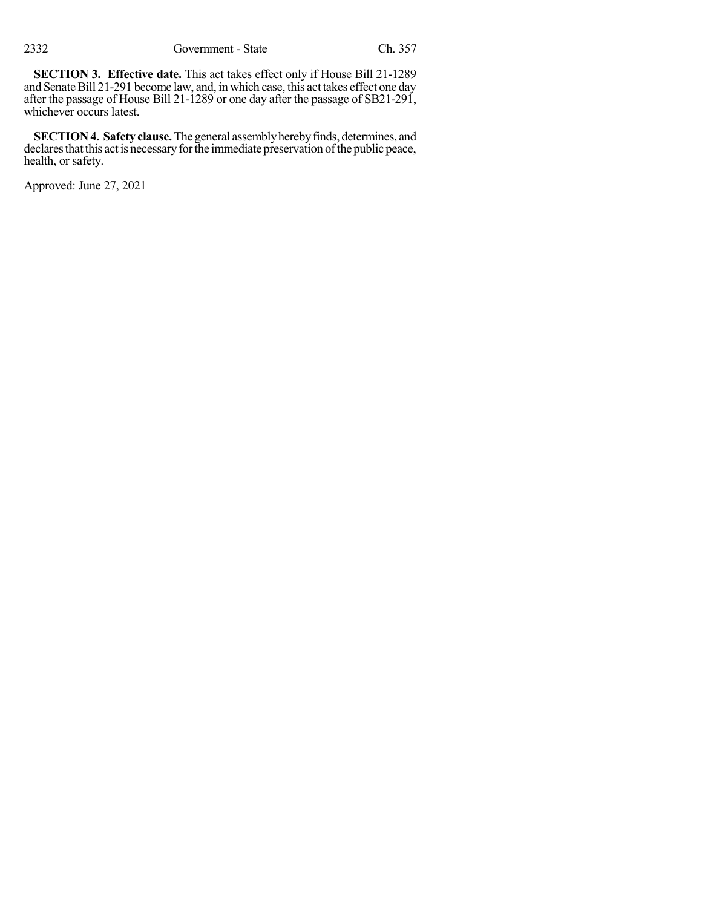**SECTION 3. Effective date.** This act takes effect only if House Bill 21-1289 and Senate Bill 21-291 become law, and, in which case, this act takes effect one day after the passage of House Bill 21-1289 or one day after the passage of SB21-291, whichever occurs latest.

**SECTION 4. Safety clause.** The general assembly hereby finds, determines, and declares that this act is necessary for the immediate preservation of the public peace, health, or safety.

Approved: June 27, 2021